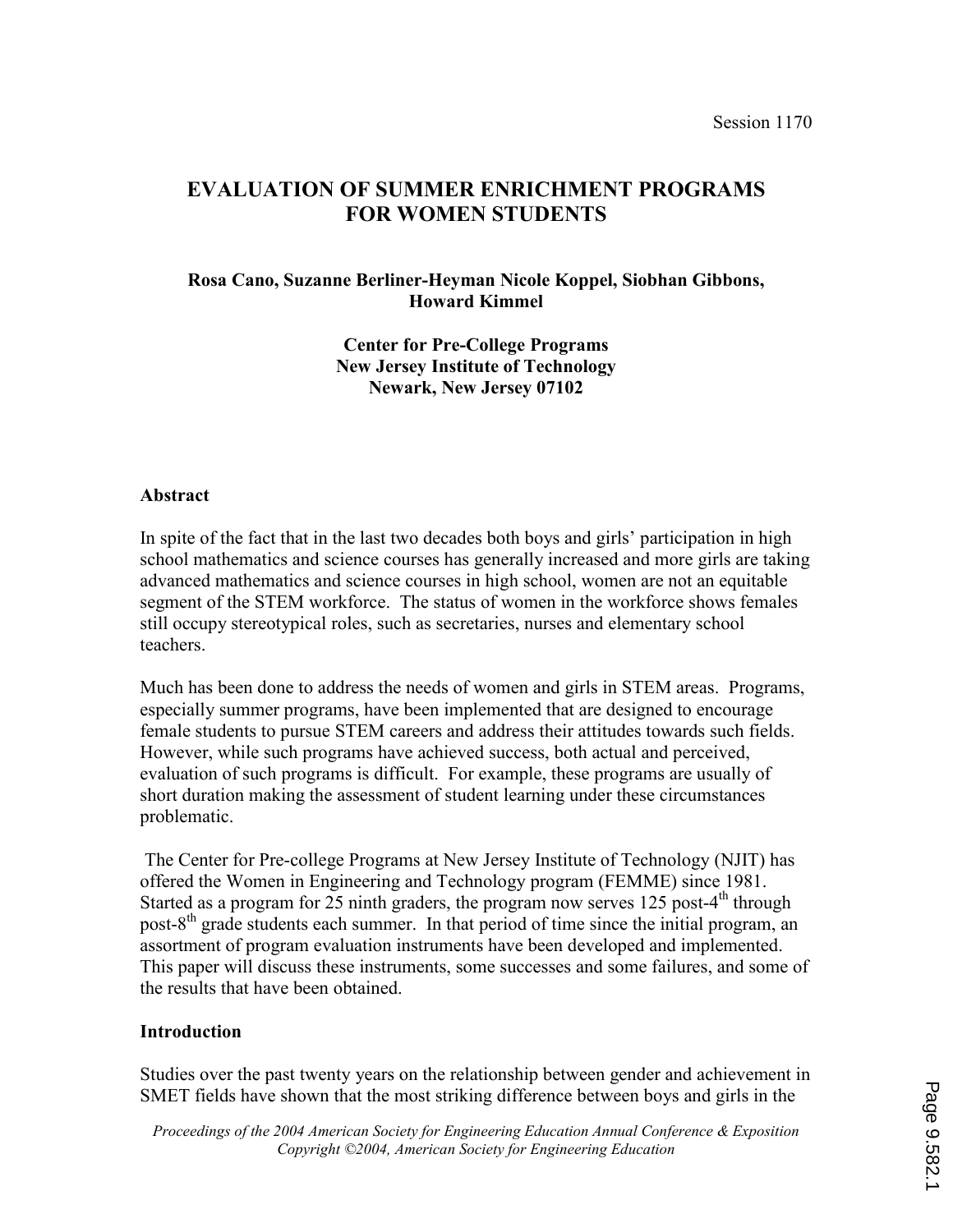Session 1170

# EVALUATION OF SUMMER ENRICHMENT PROGRAMS FOR WOMEN STUDENTS

**Rosa Cano, Suzanne Berliner-Heyman Nicole Koppel, Siobhan Gibbons, Howard Kimmel**

**Center for Pre-College Programs**
**New Jersey Institute of Technology**
**Newark, New Jersey 07102**

## Abstract

In spite of the fact that in the last two decades both boys and girls' participation in high school mathematics and science courses has generally increased and more girls are taking advanced mathematics and science courses in high school, women are not an equitable segment of the STEM workforce. The status of women in the workforce shows females still occupy stereotypical roles, such as secretaries, nurses and elementary school teachers.

Much has been done to address the needs of women and girls in STEM areas. Programs, especially summer programs, have been implemented that are designed to encourage female students to pursue STEM careers and address their attitudes towards such fields. However, while such programs have achieved success, both actual and perceived, evaluation of such programs is difficult. For example, these programs are usually of short duration making the assessment of student learning under these circumstances problematic.

The Center for Pre-college Programs at New Jersey Institute of Technology (NJIT) has offered the Women in Engineering and Technology program (FEMME) since 1981. Started as a program for 25 ninth graders, the program now serves 125 post-4th through post-8th grade students each summer. In that period of time since the initial program, an assortment of program evaluation instruments have been developed and implemented. This paper will discuss these instruments, some successes and some failures, and some of the results that have been obtained.

## Introduction

Studies over the past twenty years on the relationship between gender and achievement in SMET fields have shown that the most striking difference between boys and girls in the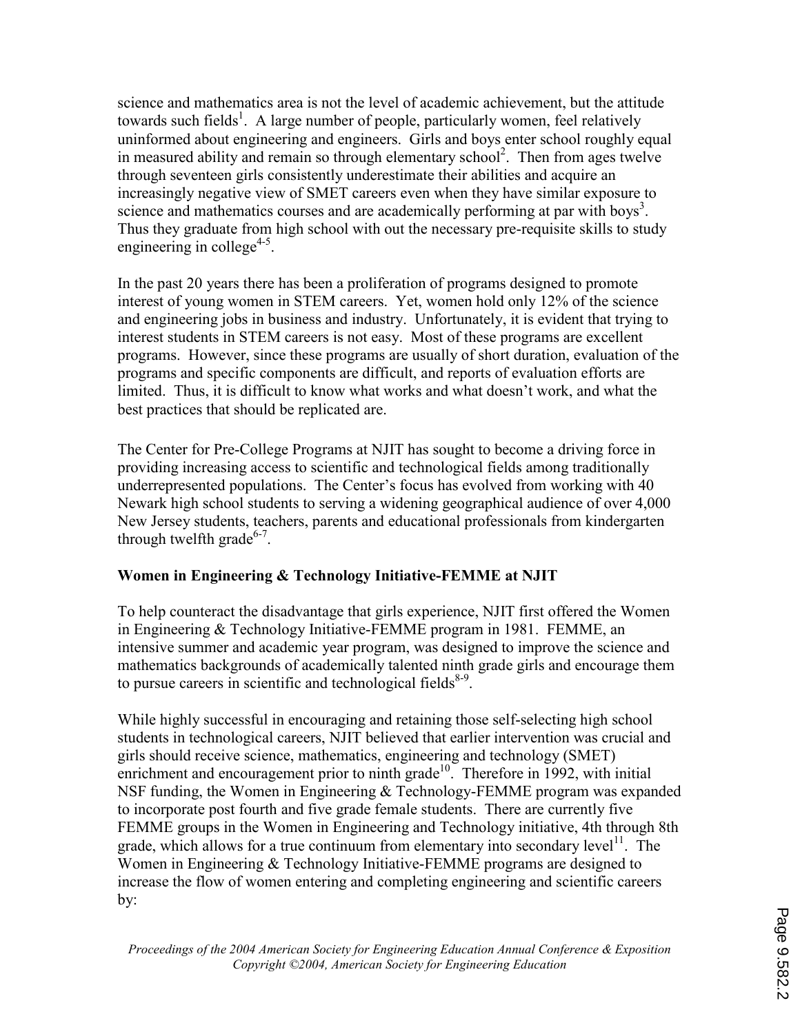science and mathematics area is not the level of academic achievement, but the attitude towards such fields[1]. A large number of people, particularly women, feel relatively uninformed about engineering and engineers. Girls and boys enter school roughly equal in measured ability and remain so through elementary school[2]. Then from ages twelve through seventeen girls consistently underestimate their abilities and acquire an increasingly negative view of SMET careers even when they have similar exposure to science and mathematics courses and are academically performing at par with boys[3]. Thus they graduate from high school with out the necessary pre-requisite skills to study engineering in college[4-5].

In the past 20 years there has been a proliferation of programs designed to promote interest of young women in STEM careers. Yet, women hold only 12% of the science and engineering jobs in business and industry. Unfortunately, it is evident that trying to interest students in STEM careers is not easy. Most of these programs are excellent programs. However, since these programs are usually of short duration, evaluation of the programs and specific components are difficult, and reports of evaluation efforts are limited. Thus, it is difficult to know what works and what doesn't work, and what the best practices that should be replicated are.

The Center for Pre-College Programs at NJIT has sought to become a driving force in providing increasing access to scientific and technological fields among traditionally underrepresented populations. The Center's focus has evolved from working with 40 Newark high school students to serving a widening geographical audience of over 4,000 New Jersey students, teachers, parents and educational professionals from kindergarten through twelfth grade[6-7].

**Women in Engineering & Technology Initiative-FEMME at NJIT**

To help counteract the disadvantage that girls experience, NJIT first offered the Women in Engineering & Technology Initiative-FEMME program in 1981. FEMME, an intensive summer and academic year program, was designed to improve the science and mathematics backgrounds of academically talented ninth grade girls and encourage them to pursue careers in scientific and technological fields[8-9].

While highly successful in encouraging and retaining those self-selecting high school students in technological careers, NJIT believed that earlier intervention was crucial and girls should receive science, mathematics, engineering and technology (SMET) enrichment and encouragement prior to ninth grade[10]. Therefore in 1992, with initial NSF funding, the Women in Engineering & Technology-FEMME program was expanded to incorporate post fourth and five grade female students. There are currently five FEMME groups in the Women in Engineering and Technology initiative, 4th through 8th grade, which allows for a true continuum from elementary into secondary level[11]. The Women in Engineering & Technology Initiative-FEMME programs are designed to increase the flow of women entering and completing engineering and scientific careers by: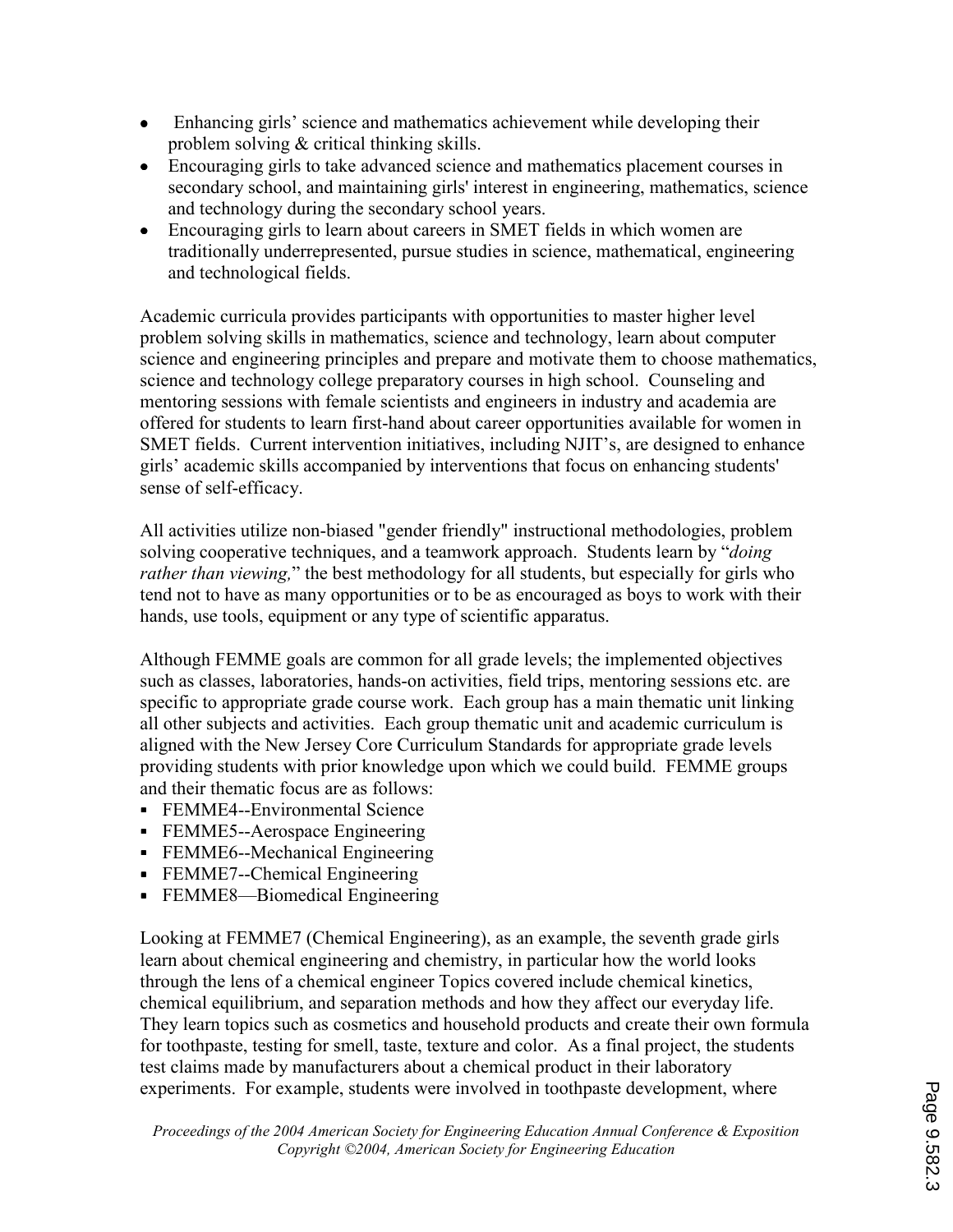- Enhancing girls' science and mathematics achievement while developing their problem solving & critical thinking skills.
- Encouraging girls to take advanced science and mathematics placement courses in secondary school, and maintaining girls' interest in engineering, mathematics, science and technology during the secondary school years.
- Encouraging girls to learn about careers in SMET fields in which women are traditionally underrepresented, pursue studies in science, mathematical, engineering and technological fields.

Academic curricula provides participants with opportunities to master higher level problem solving skills in mathematics, science and technology, learn about computer science and engineering principles and prepare and motivate them to choose mathematics, science and technology college preparatory courses in high school. Counseling and mentoring sessions with female scientists and engineers in industry and academia are offered for students to learn first-hand about career opportunities available for women in SMET fields. Current intervention initiatives, including NJIT's, are designed to enhance girls' academic skills accompanied by interventions that focus on enhancing students' sense of self-efficacy.

All activities utilize non-biased "gender friendly" instructional methodologies, problem solving cooperative techniques, and a teamwork approach. Students learn by "*doing rather than viewing,*" the best methodology for all students, but especially for girls who tend not to have as many opportunities or to be as encouraged as boys to work with their hands, use tools, equipment or any type of scientific apparatus.

Although FEMME goals are common for all grade levels; the implemented objectives such as classes, laboratories, hands-on activities, field trips, mentoring sessions etc. are specific to appropriate grade course work. Each group has a main thematic unit linking all other subjects and activities. Each group thematic unit and academic curriculum is aligned with the New Jersey Core Curriculum Standards for appropriate grade levels providing students with prior knowledge upon which we could build. FEMME groups and their thematic focus are as follows:

- FEMME4--Environmental Science
- FEMME5--Aerospace Engineering
- FEMME6--Mechanical Engineering
- FEMME7--Chemical Engineering
- FEMME8—Biomedical Engineering

Looking at FEMME7 (Chemical Engineering), as an example, the seventh grade girls learn about chemical engineering and chemistry, in particular how the world looks through the lens of a chemical engineer Topics covered include chemical kinetics, chemical equilibrium, and separation methods and how they affect our everyday life. They learn topics such as cosmetics and household products and create their own formula for toothpaste, testing for smell, taste, texture and color. As a final project, the students test claims made by manufacturers about a chemical product in their laboratory experiments. For example, students were involved in toothpaste development, where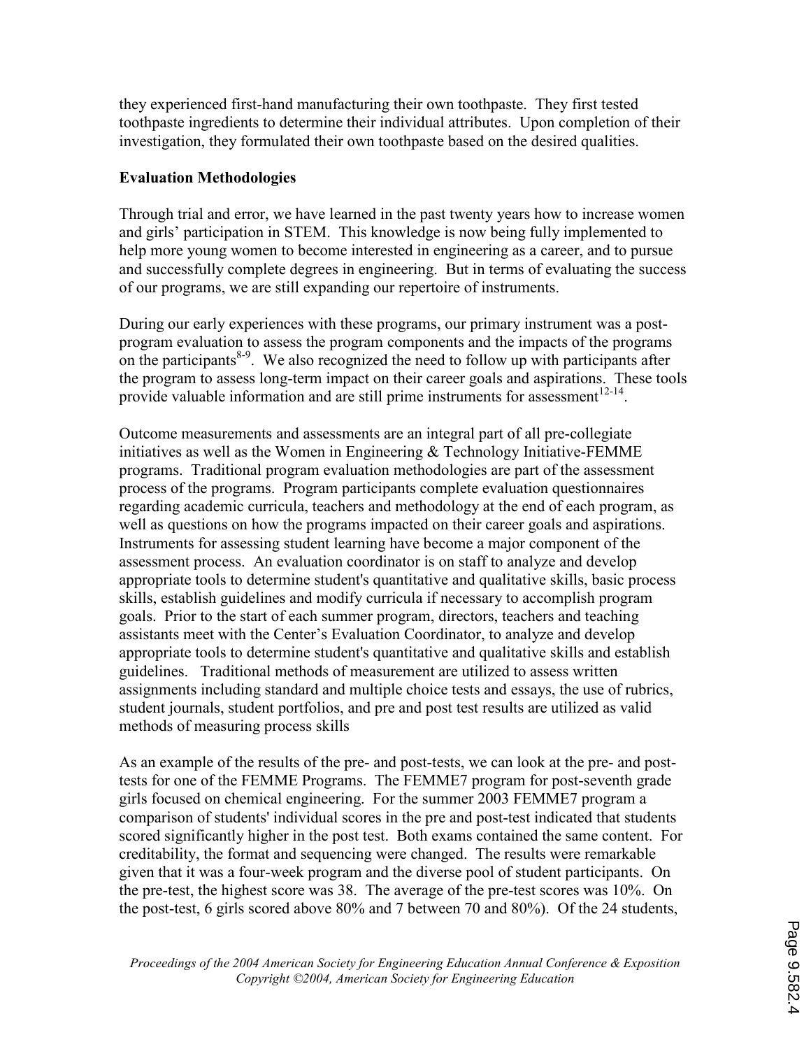they experienced first-hand manufacturing their own toothpaste. They first tested toothpaste ingredients to determine their individual attributes. Upon completion of their investigation, they formulated their own toothpaste based on the desired qualities.

**Evaluation Methodologies**

Through trial and error, we have learned in the past twenty years how to increase women and girls' participation in STEM. This knowledge is now being fully implemented to help more young women to become interested in engineering as a career, and to pursue and successfully complete degrees in engineering. But in terms of evaluating the success of our programs, we are still expanding our repertoire of instruments.

During our early experiences with these programs, our primary instrument was a post-program evaluation to assess the program components and the impacts of the programs on the participants[8-9]. We also recognized the need to follow up with participants after the program to assess long-term impact on their career goals and aspirations. These tools provide valuable information and are still prime instruments for assessment[12-14].

Outcome measurements and assessments are an integral part of all pre-collegiate initiatives as well as the Women in Engineering & Technology Initiative-FEMME programs. Traditional program evaluation methodologies are part of the assessment process of the programs. Program participants complete evaluation questionnaires regarding academic curricula, teachers and methodology at the end of each program, as well as questions on how the programs impacted on their career goals and aspirations. Instruments for assessing student learning have become a major component of the assessment process. An evaluation coordinator is on staff to analyze and develop appropriate tools to determine student's quantitative and qualitative skills, basic process skills, establish guidelines and modify curricula if necessary to accomplish program goals. Prior to the start of each summer program, directors, teachers and teaching assistants meet with the Center's Evaluation Coordinator, to analyze and develop appropriate tools to determine student's quantitative and qualitative skills and establish guidelines. Traditional methods of measurement are utilized to assess written assignments including standard and multiple choice tests and essays, the use of rubrics, student journals, student portfolios, and pre and post test results are utilized as valid methods of measuring process skills

As an example of the results of the pre- and post-tests, we can look at the pre- and post-tests for one of the FEMME Programs. The FEMME7 program for post-seventh grade girls focused on chemical engineering. For the summer 2003 FEMME7 program a comparison of students' individual scores in the pre and post-test indicated that students scored significantly higher in the post test. Both exams contained the same content. For creditability, the format and sequencing were changed. The results were remarkable given that it was a four-week program and the diverse pool of student participants. On the pre-test, the highest score was 38. The average of the pre-test scores was 10%. On the post-test, 6 girls scored above 80% and 7 between 70 and 80%). Of the 24 students,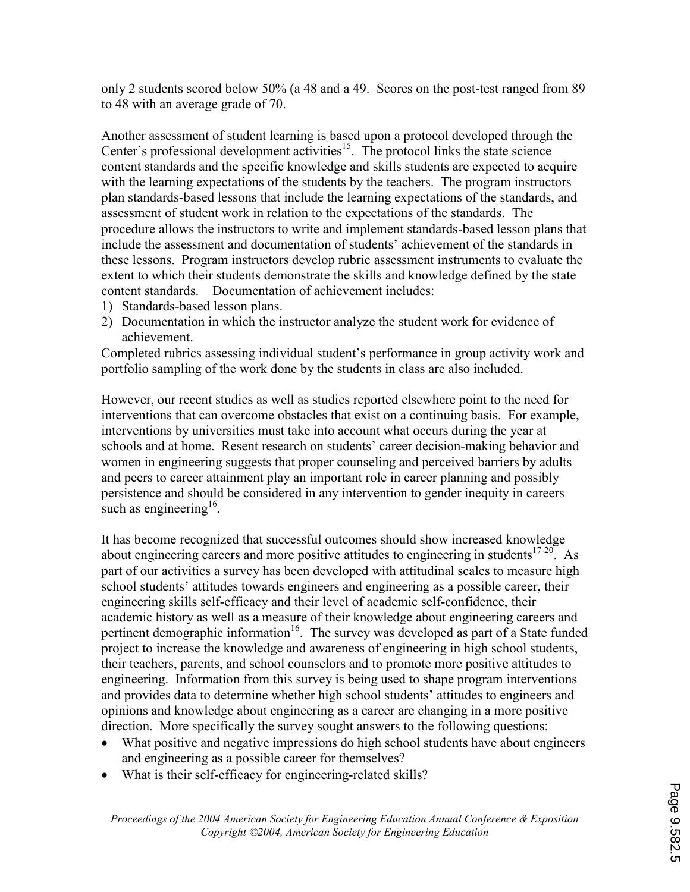only 2 students scored below 50% (a 48 and a 49. Scores on the post-test ranged from 89 to 48 with an average grade of 70.

Another assessment of student learning is based upon a protocol developed through the Center's professional development activities[15]. The protocol links the state science content standards and the specific knowledge and skills students are expected to acquire with the learning expectations of the students by the teachers. The program instructors plan standards-based lessons that include the learning expectations of the standards, and assessment of student work in relation to the expectations of the standards. The procedure allows the instructors to write and implement standards-based lesson plans that include the assessment and documentation of students' achievement of the standards in these lessons. Program instructors develop rubric assessment instruments to evaluate the extent to which their students demonstrate the skills and knowledge defined by the state content standards. Documentation of achievement includes:

1) Standards-based lesson plans.
2) Documentation in which the instructor analyze the student work for evidence of achievement.

Completed rubrics assessing individual student's performance in group activity work and portfolio sampling of the work done by the students in class are also included.

However, our recent studies as well as studies reported elsewhere point to the need for interventions that can overcome obstacles that exist on a continuing basis. For example, interventions by universities must take into account what occurs during the year at schools and at home. Resent research on students' career decision-making behavior and women in engineering suggests that proper counseling and perceived barriers by adults and peers to career attainment play an important role in career planning and possibly persistence and should be considered in any intervention to gender inequity in careers such as engineering[16].

It has become recognized that successful outcomes should show increased knowledge about engineering careers and more positive attitudes to engineering in students[17-20]. As part of our activities a survey has been developed with attitudinal scales to measure high school students' attitudes towards engineers and engineering as a possible career, their engineering skills self-efficacy and their level of academic self-confidence, their academic history as well as a measure of their knowledge about engineering careers and pertinent demographic information[16]. The survey was developed as part of a State funded project to increase the knowledge and awareness of engineering in high school students, their teachers, parents, and school counselors and to promote more positive attitudes to engineering. Information from this survey is being used to shape program interventions and provides data to determine whether high school students' attitudes to engineers and opinions and knowledge about engineering as a career are changing in a more positive direction. More specifically the survey sought answers to the following questions:

- What positive and negative impressions do high school students have about engineers and engineering as a possible career for themselves?
- What is their self-efficacy for engineering-related skills?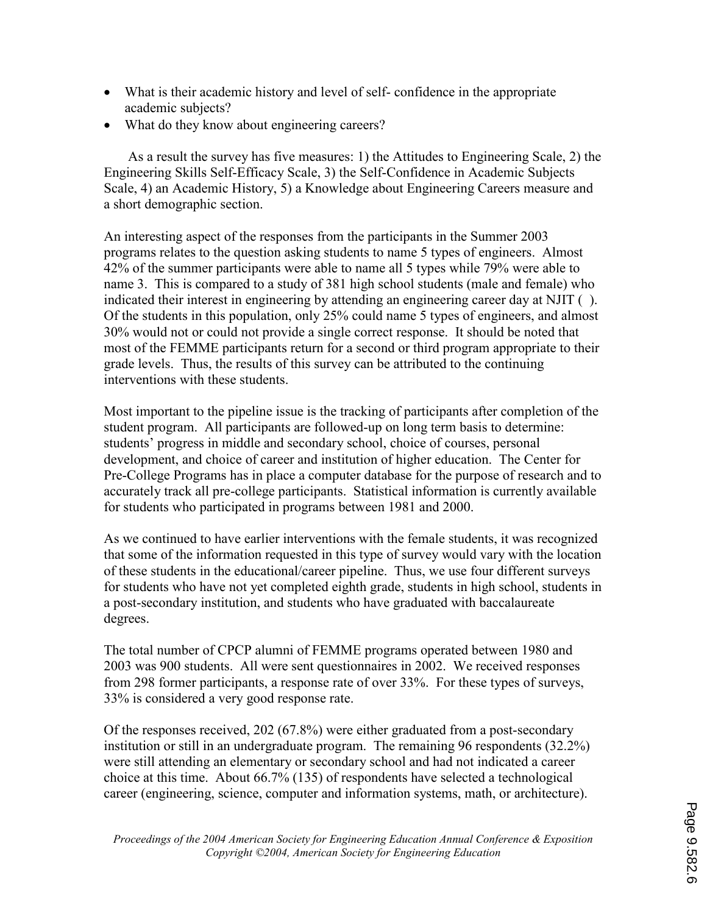- What is their academic history and level of self- confidence in the appropriate academic subjects?
- What do they know about engineering careers?

As a result the survey has five measures: 1) the Attitudes to Engineering Scale, 2) the Engineering Skills Self-Efficacy Scale, 3) the Self-Confidence in Academic Subjects Scale, 4) an Academic History, 5) a Knowledge about Engineering Careers measure and a short demographic section.

An interesting aspect of the responses from the participants in the Summer 2003 programs relates to the question asking students to name 5 types of engineers. Almost 42% of the summer participants were able to name all 5 types while 79% were able to name 3. This is compared to a study of 381 high school students (male and female) who indicated their interest in engineering by attending an engineering career day at NJIT ( ). Of the students in this population, only 25% could name 5 types of engineers, and almost 30% would not or could not provide a single correct response. It should be noted that most of the FEMME participants return for a second or third program appropriate to their grade levels. Thus, the results of this survey can be attributed to the continuing interventions with these students.

Most important to the pipeline issue is the tracking of participants after completion of the student program. All participants are followed-up on long term basis to determine: students' progress in middle and secondary school, choice of courses, personal development, and choice of career and institution of higher education. The Center for Pre-College Programs has in place a computer database for the purpose of research and to accurately track all pre-college participants. Statistical information is currently available for students who participated in programs between 1981 and 2000.

As we continued to have earlier interventions with the female students, it was recognized that some of the information requested in this type of survey would vary with the location of these students in the educational/career pipeline. Thus, we use four different surveys for students who have not yet completed eighth grade, students in high school, students in a post-secondary institution, and students who have graduated with baccalaureate degrees.

The total number of CPCP alumni of FEMME programs operated between 1980 and 2003 was 900 students. All were sent questionnaires in 2002. We received responses from 298 former participants, a response rate of over 33%. For these types of surveys, 33% is considered a very good response rate.

Of the responses received, 202 (67.8%) were either graduated from a post-secondary institution or still in an undergraduate program. The remaining 96 respondents (32.2%) were still attending an elementary or secondary school and had not indicated a career choice at this time. About 66.7% (135) of respondents have selected a technological career (engineering, science, computer and information systems, math, or architecture).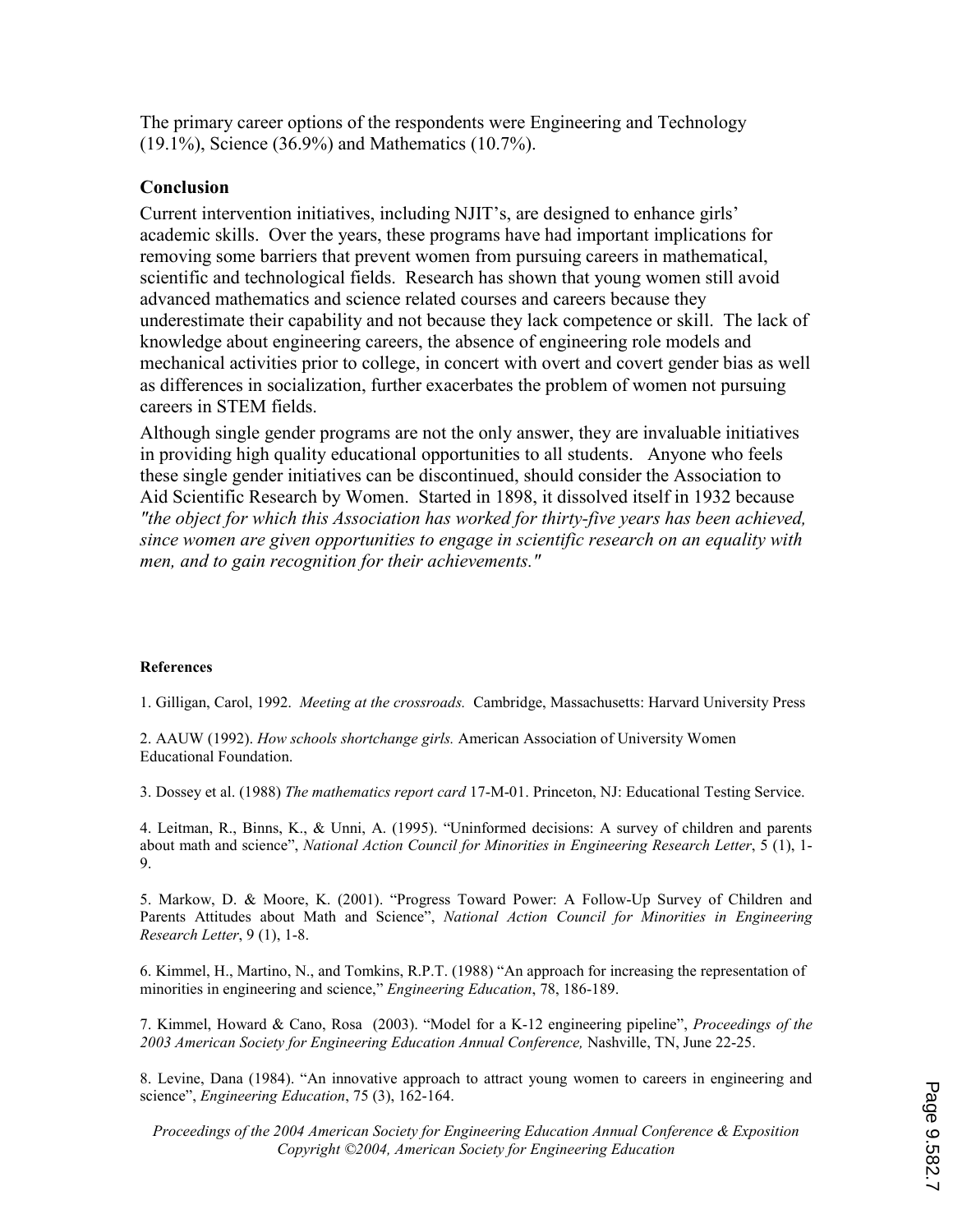The primary career options of the respondents were Engineering and Technology (19.1%), Science (36.9%) and Mathematics (10.7%).

## Conclusion

Current intervention initiatives, including NJIT's, are designed to enhance girls' academic skills. Over the years, these programs have had important implications for removing some barriers that prevent women from pursuing careers in mathematical, scientific and technological fields. Research has shown that young women still avoid advanced mathematics and science related courses and careers because they underestimate their capability and not because they lack competence or skill. The lack of knowledge about engineering careers, the absence of engineering role models and mechanical activities prior to college, in concert with overt and covert gender bias as well as differences in socialization, further exacerbates the problem of women not pursuing careers in STEM fields.

Although single gender programs are not the only answer, they are invaluable initiatives in providing high quality educational opportunities to all students. Anyone who feels these single gender initiatives can be discontinued, should consider the Association to Aid Scientific Research by Women. Started in 1898, it dissolved itself in 1932 because *"the object for which this Association has worked for thirty-five years has been achieved, since women are given opportunities to engage in scientific research on an equality with men, and to gain recognition for their achievements."*

### References

1. Gilligan, Carol, 1992. *Meeting at the crossroads.* Cambridge, Massachusetts: Harvard University Press

2. AAUW (1992). *How schools shortchange girls.* American Association of University Women Educational Foundation.

3. Dossey et al. (1988) *The mathematics report card* 17-M-01. Princeton, NJ: Educational Testing Service.

4. Leitman, R., Binns, K., & Unni, A. (1995). "Uninformed decisions: A survey of children and parents about math and science", *National Action Council for Minorities in Engineering Research Letter*, 5 (1), 1-9.

5. Markow, D. & Moore, K. (2001). "Progress Toward Power: A Follow-Up Survey of Children and Parents Attitudes about Math and Science", *National Action Council for Minorities in Engineering Research Letter*, 9 (1), 1-8.

6. Kimmel, H., Martino, N., and Tomkins, R.P.T. (1988) "An approach for increasing the representation of minorities in engineering and science," *Engineering Education*, 78, 186-189.

7. Kimmel, Howard & Cano, Rosa (2003). "Model for a K-12 engineering pipeline", *Proceedings of the 2003 American Society for Engineering Education Annual Conference,* Nashville, TN, June 22-25.

8. Levine, Dana (1984). "An innovative approach to attract young women to careers in engineering and science", *Engineering Education*, 75 (3), 162-164.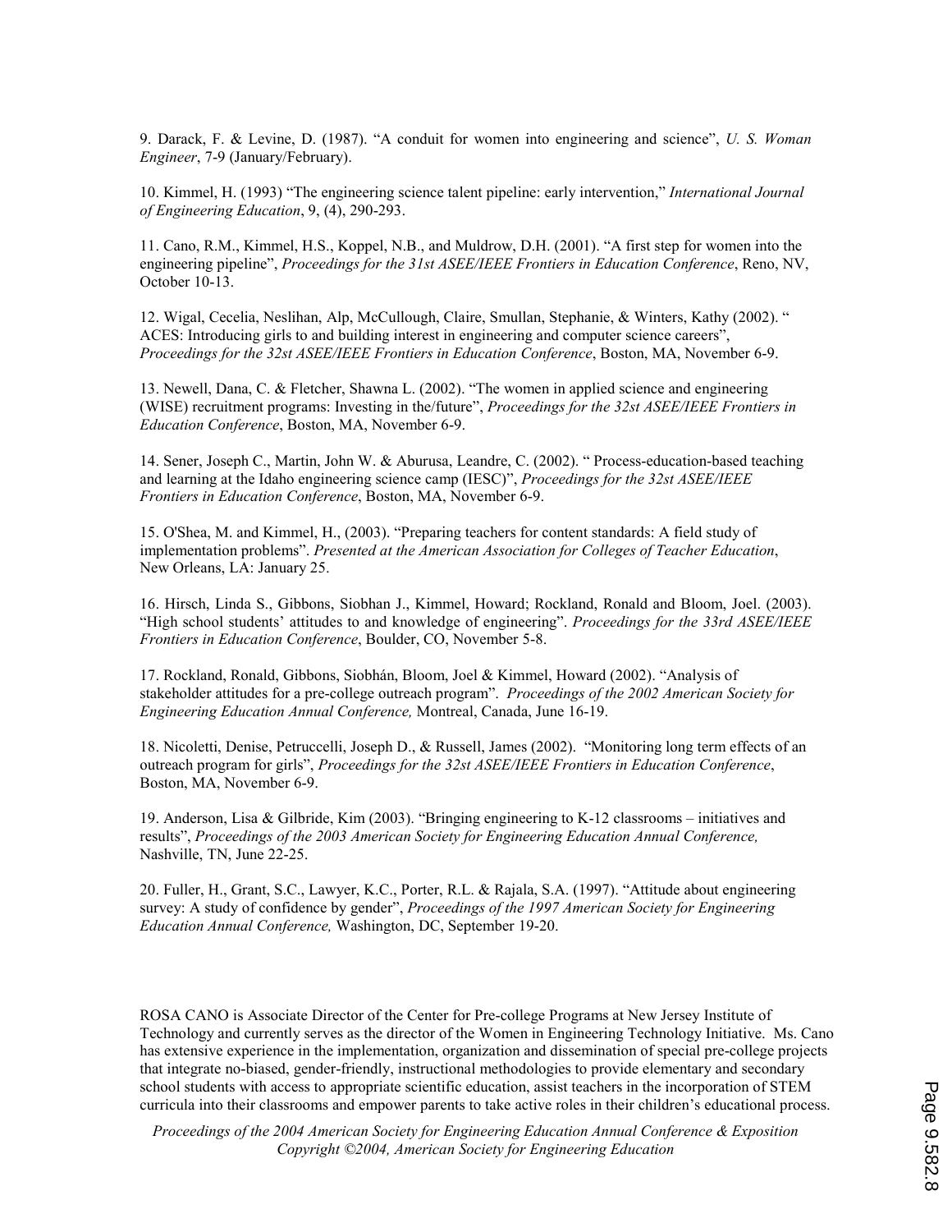9. Darack, F. & Levine, D. (1987). "A conduit for women into engineering and science", *U. S. Woman Engineer*, 7-9 (January/February).

10. Kimmel, H. (1993) "The engineering science talent pipeline: early intervention," *International Journal of Engineering Education*, 9, (4), 290-293.

11. Cano, R.M., Kimmel, H.S., Koppel, N.B., and Muldrow, D.H. (2001). "A first step for women into the engineering pipeline", *Proceedings for the 31st ASEE/IEEE Frontiers in Education Conference*, Reno, NV, October 10-13.

12. Wigal, Cecelia, Neslihan, Alp, McCullough, Claire, Smullan, Stephanie, & Winters, Kathy (2002). " ACES: Introducing girls to and building interest in engineering and computer science careers", *Proceedings for the 32st ASEE/IEEE Frontiers in Education Conference*, Boston, MA, November 6-9.

13. Newell, Dana, C. & Fletcher, Shawna L. (2002). "The women in applied science and engineering (WISE) recruitment programs: Investing in the/future", *Proceedings for the 32st ASEE/IEEE Frontiers in Education Conference*, Boston, MA, November 6-9.

14. Sener, Joseph C., Martin, John W. & Aburusa, Leandre, C. (2002). " Process-education-based teaching and learning at the Idaho engineering science camp (IESC)", *Proceedings for the 32st ASEE/IEEE Frontiers in Education Conference*, Boston, MA, November 6-9.

15. O'Shea, M. and Kimmel, H., (2003). "Preparing teachers for content standards: A field study of implementation problems". *Presented at the American Association for Colleges of Teacher Education*, New Orleans, LA: January 25.

16. Hirsch, Linda S., Gibbons, Siobhan J., Kimmel, Howard; Rockland, Ronald and Bloom, Joel. (2003). "High school students' attitudes to and knowledge of engineering". *Proceedings for the 33rd ASEE/IEEE Frontiers in Education Conference*, Boulder, CO, November 5-8.

17. Rockland, Ronald, Gibbons, Siobhán, Bloom, Joel & Kimmel, Howard (2002). "Analysis of stakeholder attitudes for a pre-college outreach program". *Proceedings of the 2002 American Society for Engineering Education Annual Conference,* Montreal, Canada, June 16-19.

18. Nicoletti, Denise, Petruccelli, Joseph D., & Russell, James (2002). "Monitoring long term effects of an outreach program for girls", *Proceedings for the 32st ASEE/IEEE Frontiers in Education Conference*, Boston, MA, November 6-9.

19. Anderson, Lisa & Gilbride, Kim (2003). "Bringing engineering to K-12 classrooms – initiatives and results", *Proceedings of the 2003 American Society for Engineering Education Annual Conference,* Nashville, TN, June 22-25.

20. Fuller, H., Grant, S.C., Lawyer, K.C., Porter, R.L. & Rajala, S.A. (1997). "Attitude about engineering survey: A study of confidence by gender", *Proceedings of the 1997 American Society for Engineering Education Annual Conference,* Washington, DC, September 19-20.

ROSA CANO is Associate Director of the Center for Pre-college Programs at New Jersey Institute of Technology and currently serves as the director of the Women in Engineering Technology Initiative. Ms. Cano has extensive experience in the implementation, organization and dissemination of special pre-college projects that integrate no-biased, gender-friendly, instructional methodologies to provide elementary and secondary school students with access to appropriate scientific education, assist teachers in the incorporation of STEM curricula into their classrooms and empower parents to take active roles in their children's educational process.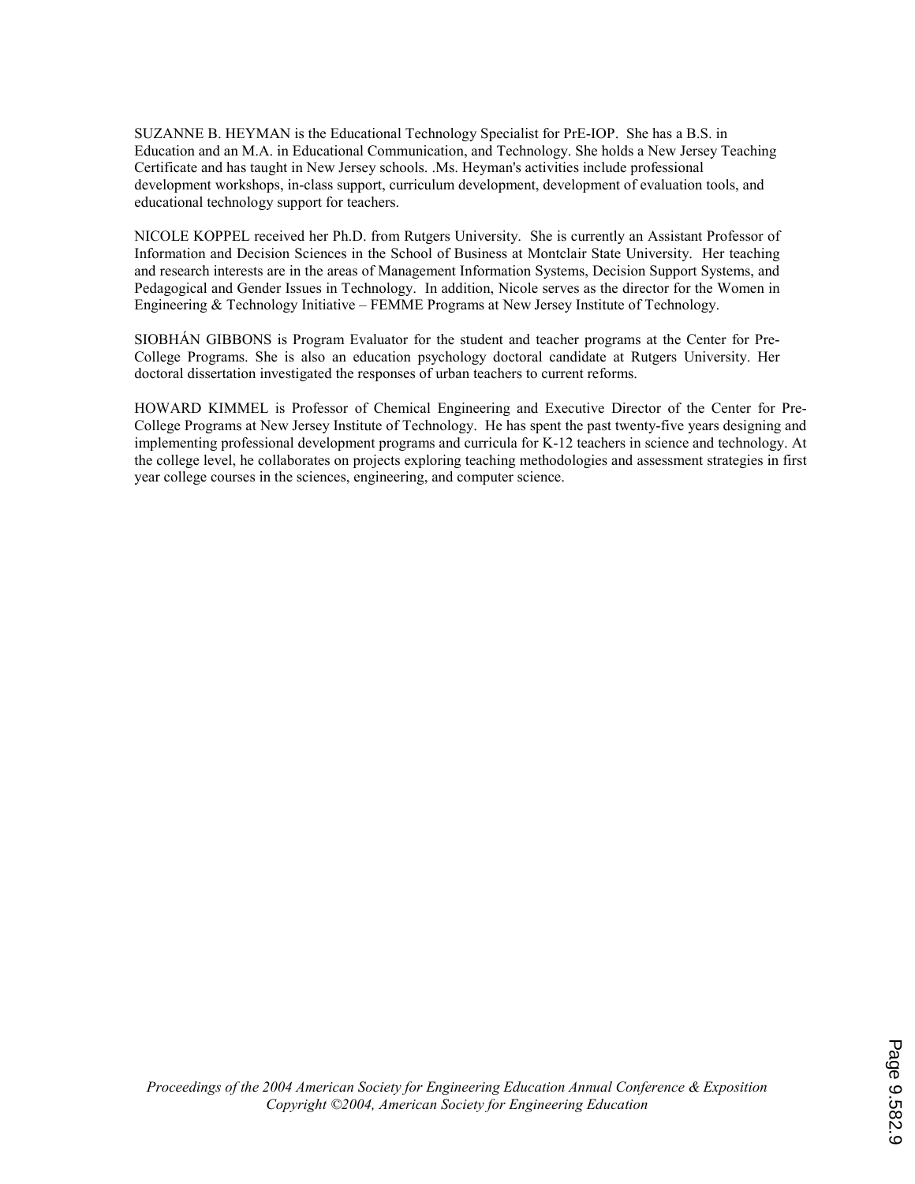SUZANNE B. HEYMAN is the Educational Technology Specialist for PrE-IOP. She has a B.S. in Education and an M.A. in Educational Communication, and Technology. She holds a New Jersey Teaching Certificate and has taught in New Jersey schools. .Ms. Heyman's activities include professional development workshops, in-class support, curriculum development, development of evaluation tools, and educational technology support for teachers.

NICOLE KOPPEL received her Ph.D. from Rutgers University. She is currently an Assistant Professor of Information and Decision Sciences in the School of Business at Montclair State University. Her teaching and research interests are in the areas of Management Information Systems, Decision Support Systems, and Pedagogical and Gender Issues in Technology. In addition, Nicole serves as the director for the Women in Engineering & Technology Initiative – FEMME Programs at New Jersey Institute of Technology.

SIOBHÁN GIBBONS is Program Evaluator for the student and teacher programs at the Center for Pre-College Programs. She is also an education psychology doctoral candidate at Rutgers University. Her doctoral dissertation investigated the responses of urban teachers to current reforms.

HOWARD KIMMEL is Professor of Chemical Engineering and Executive Director of the Center for Pre-College Programs at New Jersey Institute of Technology. He has spent the past twenty-five years designing and implementing professional development programs and curricula for K-12 teachers in science and technology. At the college level, he collaborates on projects exploring teaching methodologies and assessment strategies in first year college courses in the sciences, engineering, and computer science.